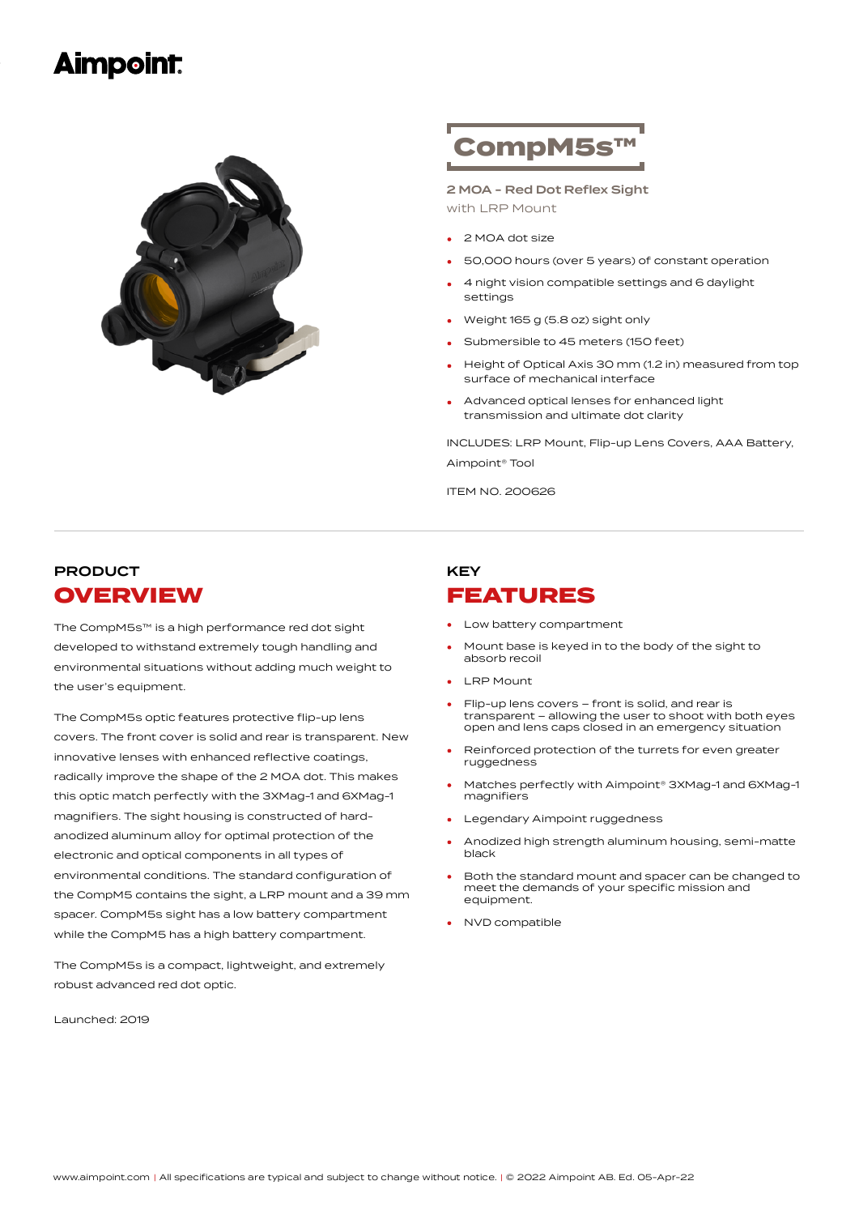# Aimpoint

## CompM5s™

**2 MOA - Red Dot Reflex Sight**

with LRP Mount

- 2 MOA dot size
- 50,000 hours (over 5 years) of constant operation
- 4 night vision compatible settings and 6 daylight settings
- Weight 165 g (5.8 oz) sight only
- Submersible to 45 meters (150 feet)
- Height of Optical Axis 30 mm (1.2 in) measured from top surface of mechanical interface
- Advanced optical lenses for enhanced light transmission and ultimate dot clarity

INCLUDES: LRP Mount, Flip-up Lens Covers, AAA Battery, Aimpoint® Tool

ITEM NO. 200626

## PRODUCT OVERVIEW

The CompM5s™ is a high performance red dot sight developed to withstand extremely tough handling and environmental situations without adding much weight to the user's equipment.

The CompM5s optic features protective flip-up lens covers. The front cover is solid and rear is transparent. New innovative lenses with enhanced reflective coatings, radically improve the shape of the 2 MOA dot. This makes this optic match perfectly with the 3XMag-1 and 6XMag-1 magnifiers. The sight housing is constructed of hard-anodized aluminum alloy for optimal protection of the electronic and optical components in all types of environmental conditions. The standard configuration of the CompM5 contains the sight, a LRP mount and a 39 mm spacer. CompM5s sight has a low battery compartment while the CompM5 has a high battery compartment.

The CompM5s is a compact, lightweight, and extremely robust advanced red dot optic.

Launched: 2019

## KEY FEATURES

- Low battery compartment
- Mount base is keyed in to the body of the sight to absorb recoil
- LRP Mount
- Flip-up lens covers – front is solid, and rear is transparent – allowing the user to shoot with both eyes open and lens caps closed in an emergency situation
- Reinforced protection of the turrets for even greater ruggedness
- Matches perfectly with Aimpoint® 3XMag-1 and 6XMag-1 magnifiers
- Legendary Aimpoint ruggedness
- Anodized high strength aluminum housing, semi-matte black
- Both the standard mount and spacer can be changed to meet the demands of your specific mission and equipment.
- NVD compatible

www.aimpoint.com | All specifications are typical and subject to change without notice. | © 2022 Aimpoint AB. Ed. 05-Apr-22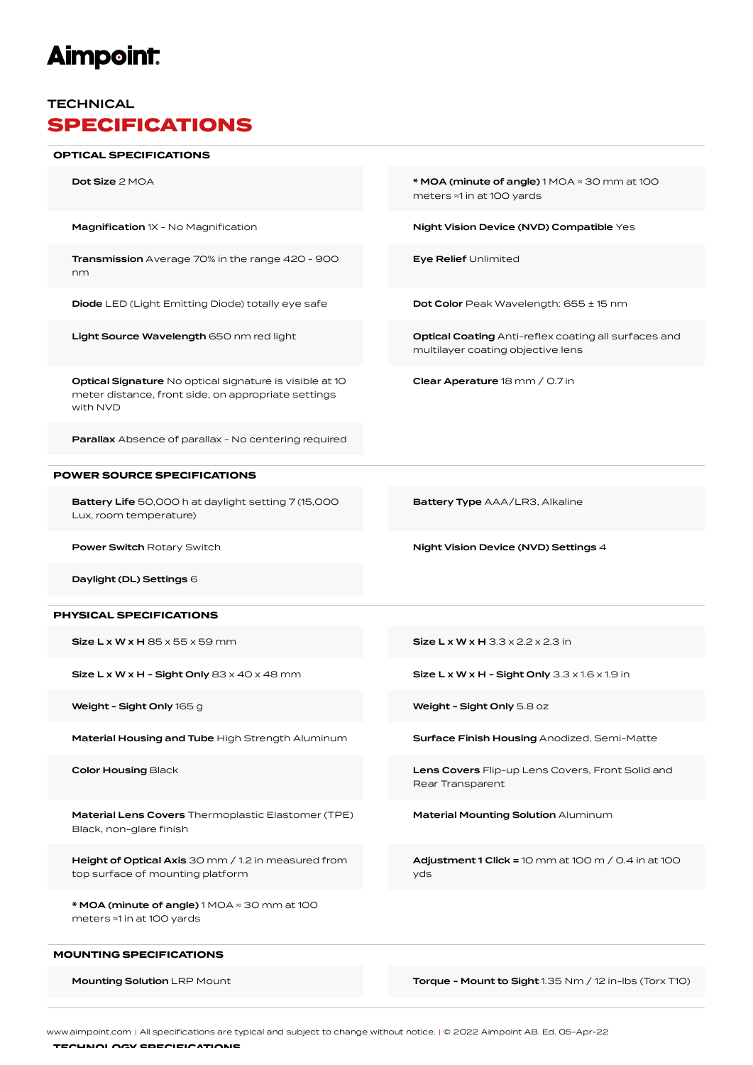Aimpoint

## TECHNICAL
# SPECIFICATIONS

### OPTICAL SPECIFICATIONS

**Dot Size** 2 MOA

**Magnification** 1X - No Magnification

**Transmission** Average 70% in the range 420 - 900 nm

**Diode** LED (Light Emitting Diode) totally eye safe

**Light Source Wavelength** 650 nm red light

**Optical Signature** No optical signature is visible at 10 meter distance, front side, on appropriate settings with NVD

**Parallax** Absence of parallax - No centering required

**\* MOA (minute of angle)** 1 MOA ≈ 30 mm at 100 meters ≈1 in at 100 yards

**Night Vision Device (NVD) Compatible** Yes

**Eye Relief** Unlimited

**Dot Color** Peak Wavelength: 655 ± 15 nm

**Optical Coating** Anti-reflex coating all surfaces and multilayer coating objective lens

**Clear Aperature** 18 mm / 0.7 in

### POWER SOURCE SPECIFICATIONS

**Battery Life** 50,000 h at daylight setting 7 (15,000 Lux, room temperature)

**Power Switch** Rotary Switch

**Daylight (DL) Settings** 6

**Battery Type** AAA/LR3, Alkaline

**Night Vision Device (NVD) Settings** 4

### PHYSICAL SPECIFICATIONS

**Size L x W x H** 85 x 55 x 59 mm

**Size L x W x H - Sight Only** 83 x 40 x 48 mm

**Weight - Sight Only** 165 g

**Material Housing and Tube** High Strength Aluminum

**Color Housing** Black

**Material Lens Covers** Thermoplastic Elastomer (TPE) Black, non-glare finish

**Height of Optical Axis** 30 mm / 1.2 in measured from top surface of mounting platform

**\* MOA (minute of angle)** 1 MOA ≈ 30 mm at 100 meters ≈1 in at 100 yards

**Size L x W x H** 3.3 x 2.2 x 2.3 in

**Size L x W x H - Sight Only** 3.3 x 1.6 x 1.9 in

**Weight - Sight Only** 5.8 oz

**Surface Finish Housing** Anodized, Semi-Matte

**Lens Covers** Flip-up Lens Covers, Front Solid and Rear Transparent

**Material Mounting Solution** Aluminum

**Adjustment 1 Click =** 10 mm at 100 m / 0.4 in at 100 yds

### MOUNTING SPECIFICATIONS

**Mounting Solution** LRP Mount

**Torque - Mount to Sight** 1.35 Nm / 12 in-lbs (Torx T10)

www.aimpoint.com | All specifications are typical and subject to change without notice. | © 2022 Aimpoint AB. Ed. 05-Apr-22

### TECHNOLOGY SPECIFICATIONS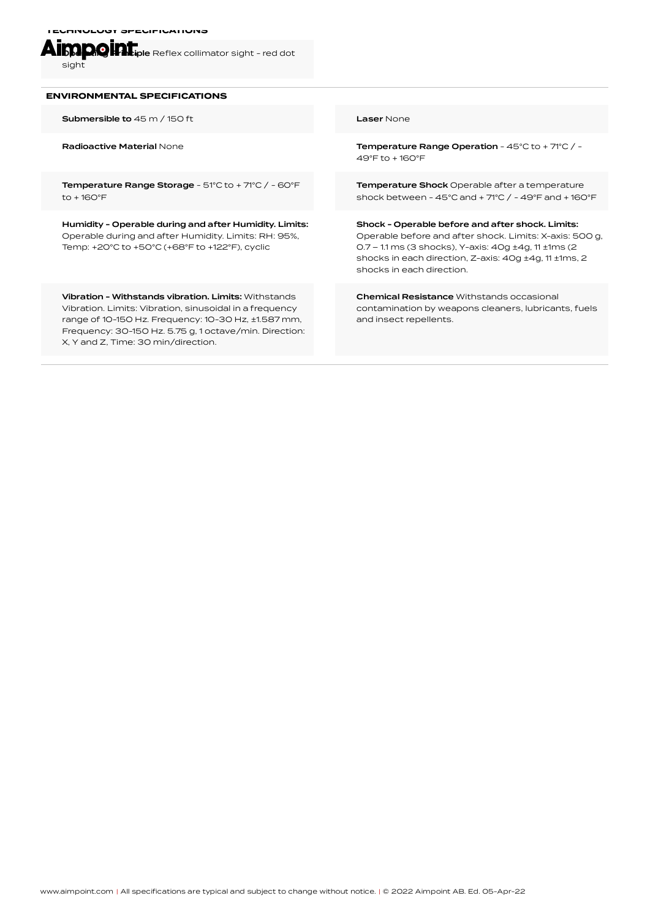## TECHNOLOGY SPECIFICATIONS

**Operating Principle** Reflex collimator sight - red dot sight

## ENVIRONMENTAL SPECIFICATIONS

**Submersible to** 45 m / 150 ft

**Laser** None

**Radioactive Material** None

**Temperature Range Operation** - 45°C to + 71°C / - 49°F to + 160°F

**Temperature Range Storage** - 51°C to + 71°C / - 60°F to + 160°F

**Temperature Shock** Operable after a temperature shock between - 45°C and + 71°C / - 49°F and + 160°F

**Humidity - Operable during and after Humidity. Limits:** Operable during and after Humidity. Limits: RH: 95%, Temp: +20°C to +50°C (+68°F to +122°F), cyclic

**Shock - Operable before and after shock. Limits:** Operable before and after shock. Limits: X-axis: 500 g, 0.7 – 1.1 ms (3 shocks), Y-axis: 40g ±4g, 11 ±1ms (2 shocks in each direction, Z-axis: 40g ±4g, 11 ±1ms, 2 shocks in each direction.

**Vibration - Withstands vibration. Limits:** Withstands Vibration. Limits: Vibration, sinusoidal in a frequency range of 10-150 Hz. Frequency: 10-30 Hz, ±1.587 mm, Frequency: 30-150 Hz. 5.75 g, 1 octave/min. Direction: X, Y and Z, Time: 30 min/direction.

**Chemical Resistance** Withstands occasional contamination by weapons cleaners, lubricants, fuels and insect repellents.

www.aimpoint.com | All specifications are typical and subject to change without notice. | © 2022 Aimpoint AB. Ed. 05-Apr-22